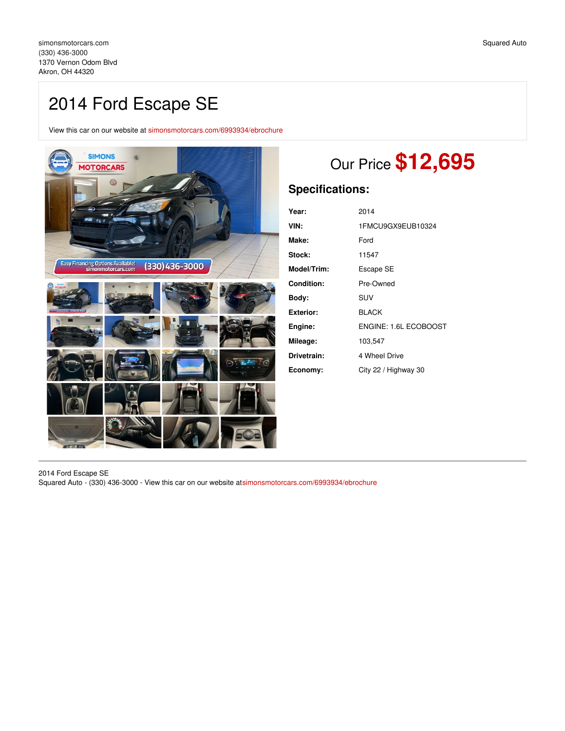simonsmotorcars.com
(330) 436-3000
1370 Vernon Odom Blvd
Akron, OH 44320

Squared Auto

# 2014 Ford Escape SE

View this car on our website at simonsmotorcars.com/6993934/ebrochure

## Our Price **$12,695**

### Specifications:

| | |
|---|---|
| **Year:** | 2014 |
| **VIN:** | 1FMCU9GX9EUB10324 |
| **Make:** | Ford |
| **Stock:** | 11547 |
| **Model/Trim:** | Escape SE |
| **Condition:** | Pre-Owned |
| **Body:** | SUV |
| **Exterior:** | BLACK |
| **Engine:** | ENGINE: 1.6L ECOBOOST |
| **Mileage:** | 103,547 |
| **Drivetrain:** | 4 Wheel Drive |
| **Economy:** | City 22 / Highway 30 |

2014 Ford Escape SE
Squared Auto - (330) 436-3000 - View this car on our website at simonsmotorcars.com/6993934/ebrochure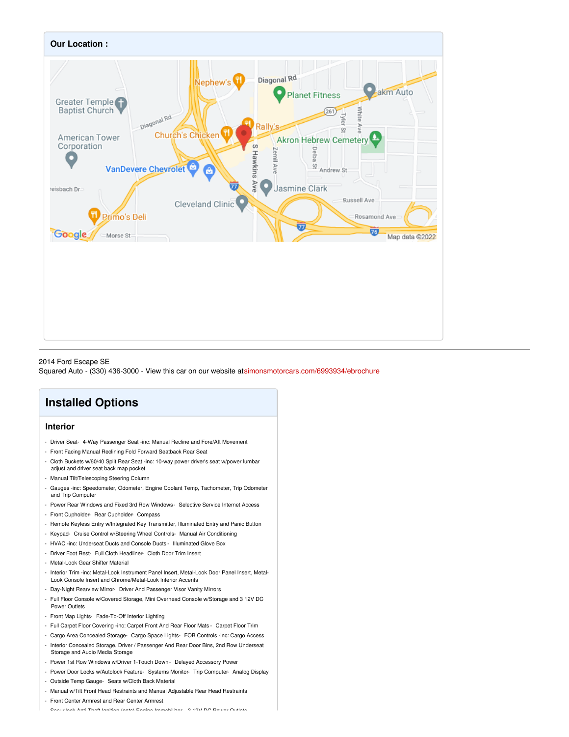## Our Location :

Diagonal Rd
Nephew's
Planet Fitness
akm Auto
Greater Temple Baptist Church
Diagonal Rd
Rally's
261
Tyler St
White Ave
American Tower Corporation
Church's Chicken
S Hawkins Ave
Zemil Ave
Delba St
Akron Hebrew Cemetery
Andrew St
VanDevere Chevrolet
77
Jasmine Clark
reisbach Dr
Russell Ave
Cleveland Clinic
Rosamond Ave
Primo's Deli
77
76
Google
Morse St
Map data ©2022

---

2014 Ford Escape SE
Squared Auto - (330) 436-3000 - View this car on our website atsimonsmotorcars.com/6993934/ebrochure

# Installed Options

## Interior

- Driver Seat- 4-Way Passenger Seat -inc: Manual Recline and Fore/Aft Movement
- Front Facing Manual Reclining Fold Forward Seatback Rear Seat
- Cloth Buckets w/60/40 Split Rear Seat -inc: 10-way power driver's seat w/power lumbar adjust and driver seat back map pocket
- Manual Tilt/Telescoping Steering Column
- Gauges -inc: Speedometer, Odometer, Engine Coolant Temp, Tachometer, Trip Odometer and Trip Computer
- Power Rear Windows and Fixed 3rd Row Windows- Selective Service Internet Access
- Front Cupholder- Rear Cupholder- Compass
- Remote Keyless Entry w/Integrated Key Transmitter, Illuminated Entry and Panic Button
- Keypad- Cruise Control w/Steering Wheel Controls- Manual Air Conditioning
- HVAC -inc: Underseat Ducts and Console Ducts - Illuminated Glove Box
- Driver Foot Rest- Full Cloth Headliner- Cloth Door Trim Insert
- Metal-Look Gear Shifter Material
- Interior Trim -inc: Metal-Look Instrument Panel Insert, Metal-Look Door Panel Insert, Metal-Look Console Insert and Chrome/Metal-Look Interior Accents
- Day-Night Rearview Mirror- Driver And Passenger Visor Vanity Mirrors
- Full Floor Console w/Covered Storage, Mini Overhead Console w/Storage and 3 12V DC Power Outlets
- Front Map Lights- Fade-To-Off Interior Lighting
- Full Carpet Floor Covering -inc: Carpet Front And Rear Floor Mats - Carpet Floor Trim
- Cargo Area Concealed Storage- Cargo Space Lights- FOB Controls -inc: Cargo Access
- Interior Concealed Storage, Driver / Passenger And Rear Door Bins, 2nd Row Underseat Storage and Audio Media Storage
- Power 1st Row Windows w/Driver 1-Touch Down - Delayed Accessory Power
- Power Door Locks w/Autolock Feature- Systems Monitor- Trip Computer- Analog Display
- Outside Temp Gauge- Seats w/Cloth Back Material
- Manual w/Tilt Front Head Restraints and Manual Adjustable Rear Head Restraints
- Front Center Armrest and Rear Center Armrest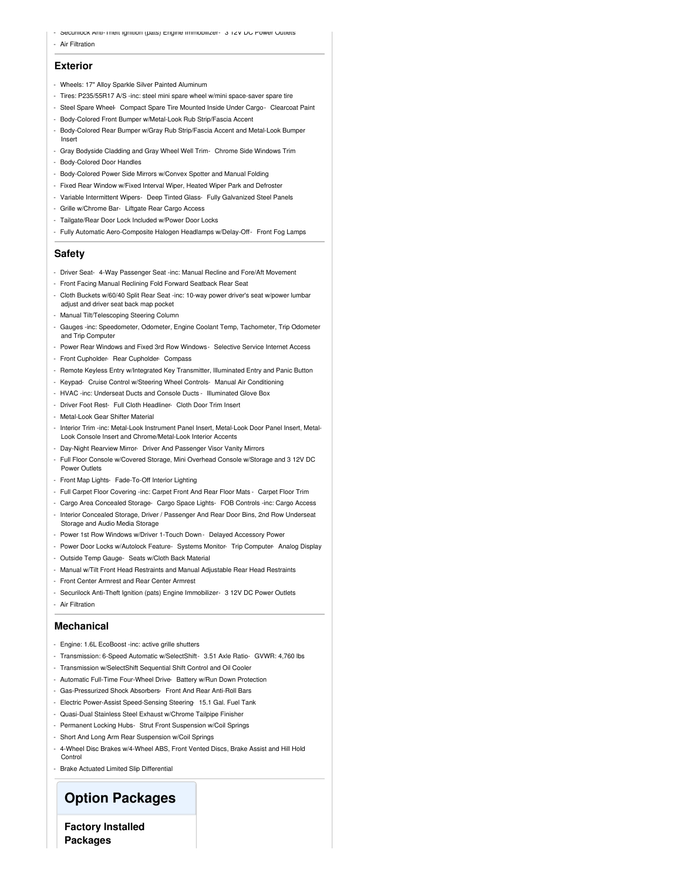- Securilock Anti-Theft Ignition (pats) Engine Immobilizer- 3 12V DC Power Outlets
- Air Filtration

## Exterior

- Wheels: 17" Alloy Sparkle Silver Painted Aluminum
- Tires: P235/55R17 A/S -inc: steel mini spare wheel w/mini space-saver spare tire
- Steel Spare Wheel- Compact Spare Tire Mounted Inside Under Cargo- Clearcoat Paint
- Body-Colored Front Bumper w/Metal-Look Rub Strip/Fascia Accent
- Body-Colored Rear Bumper w/Gray Rub Strip/Fascia Accent and Metal-Look Bumper Insert
- Gray Bodyside Cladding and Gray Wheel Well Trim- Chrome Side Windows Trim
- Body-Colored Door Handles
- Body-Colored Power Side Mirrors w/Convex Spotter and Manual Folding
- Fixed Rear Window w/Fixed Interval Wiper, Heated Wiper Park and Defroster
- Variable Intermittent Wipers- Deep Tinted Glass- Fully Galvanized Steel Panels
- Grille w/Chrome Bar- Liftgate Rear Cargo Access
- Tailgate/Rear Door Lock Included w/Power Door Locks
- Fully Automatic Aero-Composite Halogen Headlamps w/Delay-Off- Front Fog Lamps

## Safety

- Driver Seat- 4-Way Passenger Seat -inc: Manual Recline and Fore/Aft Movement
- Front Facing Manual Reclining Fold Forward Seatback Rear Seat
- Cloth Buckets w/60/40 Split Rear Seat -inc: 10-way power driver's seat w/power lumbar adjust and driver seat back map pocket
- Manual Tilt/Telescoping Steering Column
- Gauges -inc: Speedometer, Odometer, Engine Coolant Temp, Tachometer, Trip Odometer and Trip Computer
- Power Rear Windows and Fixed 3rd Row Windows- Selective Service Internet Access
- Front Cupholder- Rear Cupholder- Compass
- Remote Keyless Entry w/Integrated Key Transmitter, Illuminated Entry and Panic Button
- Keypad- Cruise Control w/Steering Wheel Controls- Manual Air Conditioning
- HVAC -inc: Underseat Ducts and Console Ducts- Illuminated Glove Box
- Driver Foot Rest- Full Cloth Headliner- Cloth Door Trim Insert
- Metal-Look Gear Shifter Material
- Interior Trim -inc: Metal-Look Instrument Panel Insert, Metal-Look Door Panel Insert, Metal-Look Console Insert and Chrome/Metal-Look Interior Accents
- Day-Night Rearview Mirror- Driver And Passenger Visor Vanity Mirrors
- Full Floor Console w/Covered Storage, Mini Overhead Console w/Storage and 3 12V DC Power Outlets
- Front Map Lights- Fade-To-Off Interior Lighting
- Full Carpet Floor Covering -inc: Carpet Front And Rear Floor Mats- Carpet Floor Trim
- Cargo Area Concealed Storage- Cargo Space Lights- FOB Controls -inc: Cargo Access
- Interior Concealed Storage, Driver / Passenger And Rear Door Bins, 2nd Row Underseat Storage and Audio Media Storage
- Power 1st Row Windows w/Driver 1-Touch Down- Delayed Accessory Power
- Power Door Locks w/Autolock Feature- Systems Monitor- Trip Computer- Analog Display
- Outside Temp Gauge- Seats w/Cloth Back Material
- Manual w/Tilt Front Head Restraints and Manual Adjustable Rear Head Restraints
- Front Center Armrest and Rear Center Armrest
- Securilock Anti-Theft Ignition (pats) Engine Immobilizer- 3 12V DC Power Outlets
- Air Filtration

## Mechanical

- Engine: 1.6L EcoBoost -inc: active grille shutters
- Transmission: 6-Speed Automatic w/SelectShift- 3.51 Axle Ratio- GVWR: 4,760 lbs
- Transmission w/SelectShift Sequential Shift Control and Oil Cooler
- Automatic Full-Time Four-Wheel Drive- Battery w/Run Down Protection
- Gas-Pressurized Shock Absorbers- Front And Rear Anti-Roll Bars
- Electric Power-Assist Speed-Sensing Steering- 15.1 Gal. Fuel Tank
- Quasi-Dual Stainless Steel Exhaust w/Chrome Tailpipe Finisher
- Permanent Locking Hubs- Strut Front Suspension w/Coil Springs
- Short And Long Arm Rear Suspension w/Coil Springs
- 4-Wheel Disc Brakes w/4-Wheel ABS, Front Vented Discs, Brake Assist and Hill Hold Control
- Brake Actuated Limited Slip Differential

# Option Packages

### Factory Installed Packages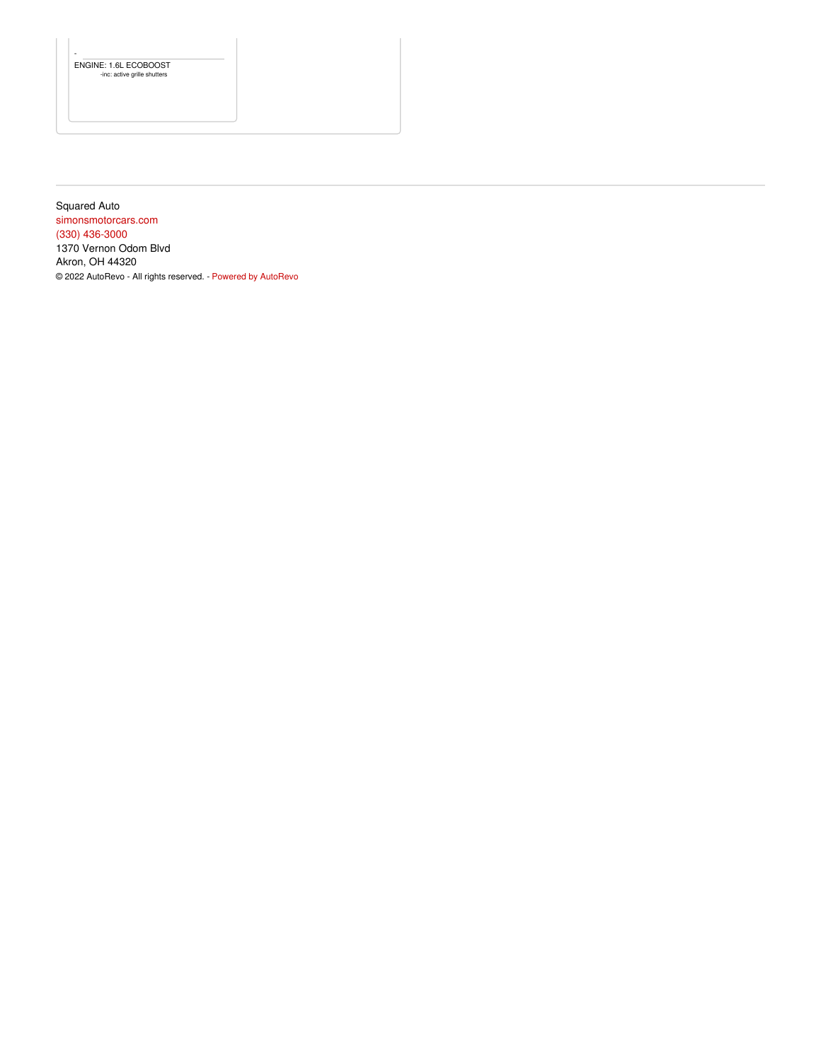-

ENGINE: 1.6L ECOBOOST

-inc: active grille shutters

Squared Auto
simonsmotorcars.com
(330) 436-3000
1370 Vernon Odom Blvd
Akron, OH 44320
© 2022 AutoRevo - All rights reserved. - Powered by AutoRevo